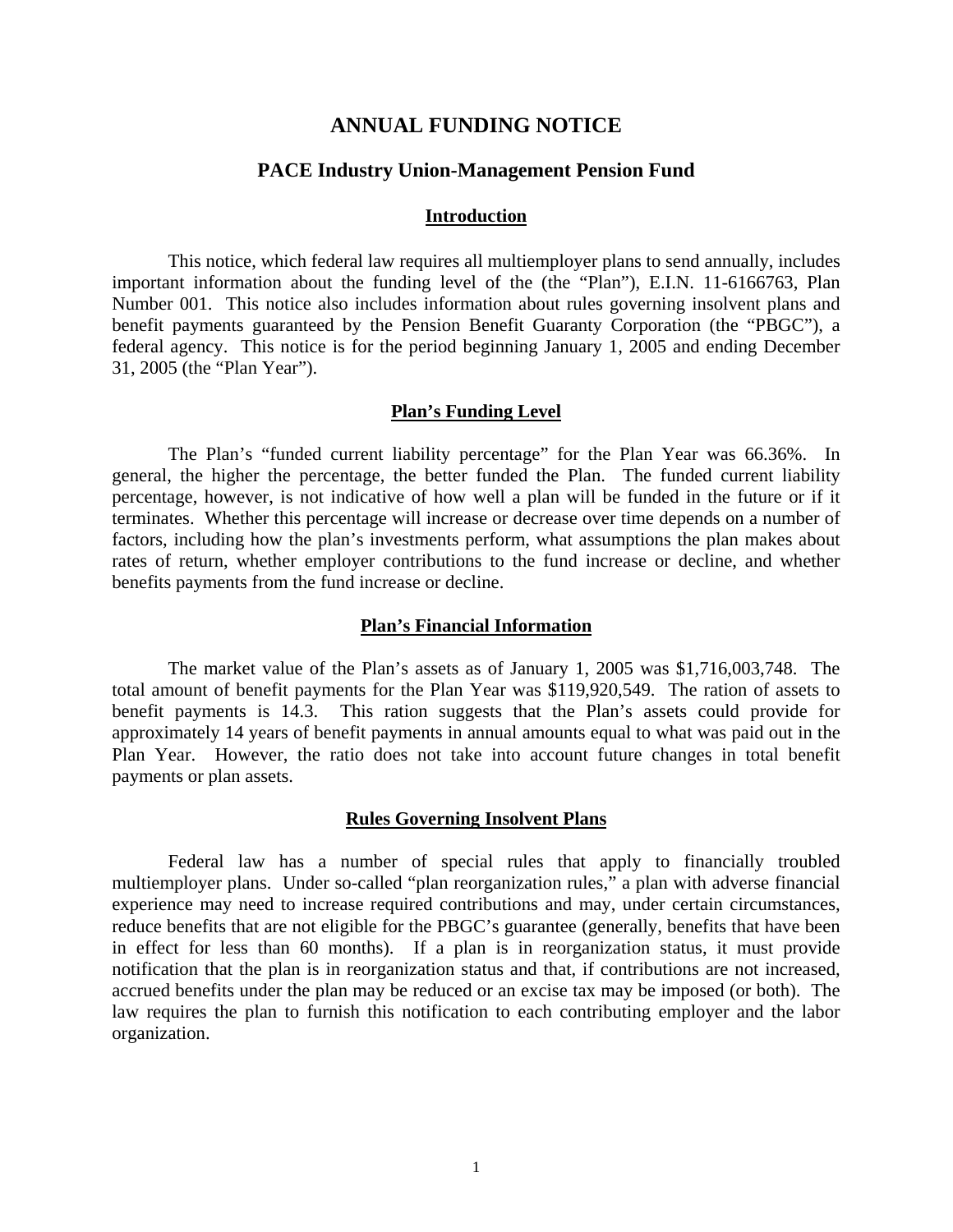# ANNUAL FUNDING NOTICE

## PACE Industry Union-Management Pension Fund

### Introduction

This notice, which federal law requires all multiemployer plans to send annually, includes important information about the funding level of the (the "Plan"), E.I.N. 11-6166763, Plan Number 001. This notice also includes information about rules governing insolvent plans and benefit payments guaranteed by the Pension Benefit Guaranty Corporation (the "PBGC"), a federal agency. This notice is for the period beginning January 1, 2005 and ending December 31, 2005 (the "Plan Year").

### Plan's Funding Level

The Plan's "funded current liability percentage" for the Plan Year was 66.36%. In general, the higher the percentage, the better funded the Plan. The funded current liability percentage, however, is not indicative of how well a plan will be funded in the future or if it terminates. Whether this percentage will increase or decrease over time depends on a number of factors, including how the plan's investments perform, what assumptions the plan makes about rates of return, whether employer contributions to the fund increase or decline, and whether benefits payments from the fund increase or decline.

### Plan's Financial Information

The market value of the Plan's assets as of January 1, 2005 was $1,716,003,748. The total amount of benefit payments for the Plan Year was $119,920,549. The ration of assets to benefit payments is 14.3. This ration suggests that the Plan's assets could provide for approximately 14 years of benefit payments in annual amounts equal to what was paid out in the Plan Year. However, the ratio does not take into account future changes in total benefit payments or plan assets.

### Rules Governing Insolvent Plans

Federal law has a number of special rules that apply to financially troubled multiemployer plans. Under so-called "plan reorganization rules," a plan with adverse financial experience may need to increase required contributions and may, under certain circumstances, reduce benefits that are not eligible for the PBGC's guarantee (generally, benefits that have been in effect for less than 60 months). If a plan is in reorganization status, it must provide notification that the plan is in reorganization status and that, if contributions are not increased, accrued benefits under the plan may be reduced or an excise tax may be imposed (or both). The law requires the plan to furnish this notification to each contributing employer and the labor organization.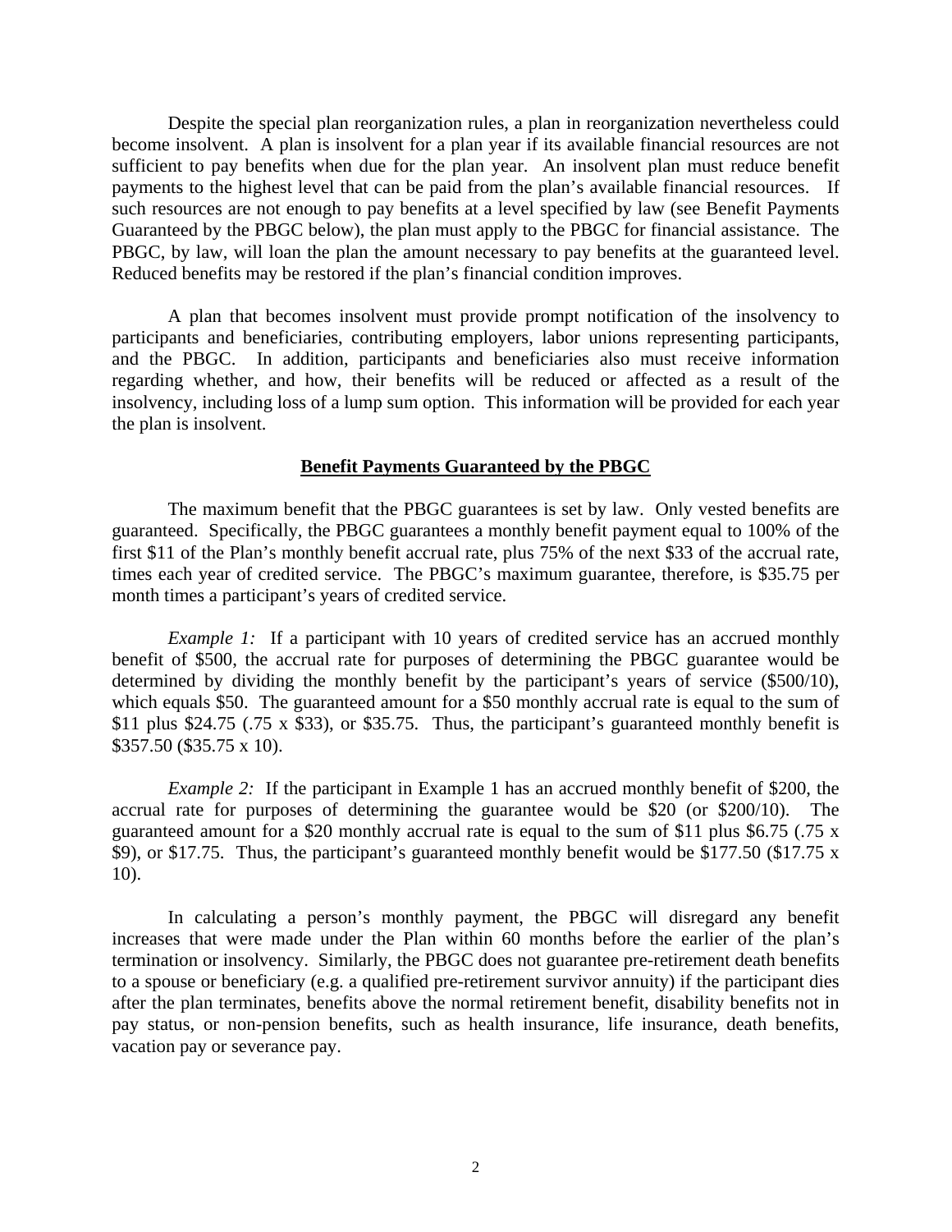Despite the special plan reorganization rules, a plan in reorganization nevertheless could become insolvent. A plan is insolvent for a plan year if its available financial resources are not sufficient to pay benefits when due for the plan year. An insolvent plan must reduce benefit payments to the highest level that can be paid from the plan's available financial resources. If such resources are not enough to pay benefits at a level specified by law (see Benefit Payments Guaranteed by the PBGC below), the plan must apply to the PBGC for financial assistance. The PBGC, by law, will loan the plan the amount necessary to pay benefits at the guaranteed level. Reduced benefits may be restored if the plan's financial condition improves.

A plan that becomes insolvent must provide prompt notification of the insolvency to participants and beneficiaries, contributing employers, labor unions representing participants, and the PBGC. In addition, participants and beneficiaries also must receive information regarding whether, and how, their benefits will be reduced or affected as a result of the insolvency, including loss of a lump sum option. This information will be provided for each year the plan is insolvent.

## Benefit Payments Guaranteed by the PBGC

The maximum benefit that the PBGC guarantees is set by law. Only vested benefits are guaranteed. Specifically, the PBGC guarantees a monthly benefit payment equal to 100% of the first $11 of the Plan's monthly benefit accrual rate, plus 75% of the next $33 of the accrual rate, times each year of credited service. The PBGC's maximum guarantee, therefore, is $35.75 per month times a participant's years of credited service.

*Example 1:* If a participant with 10 years of credited service has an accrued monthly benefit of $500, the accrual rate for purposes of determining the PBGC guarantee would be determined by dividing the monthly benefit by the participant's years of service ($500/10), which equals $50. The guaranteed amount for a $50 monthly accrual rate is equal to the sum of $11 plus $24.75 (.75 x $33), or $35.75. Thus, the participant's guaranteed monthly benefit is $357.50 ($35.75 x 10).

*Example 2:* If the participant in Example 1 has an accrued monthly benefit of $200, the accrual rate for purposes of determining the guarantee would be $20 (or $200/10). The guaranteed amount for a $20 monthly accrual rate is equal to the sum of $11 plus $6.75 (.75 x $9), or $17.75. Thus, the participant's guaranteed monthly benefit would be $177.50 ($17.75 x 10).

In calculating a person's monthly payment, the PBGC will disregard any benefit increases that were made under the Plan within 60 months before the earlier of the plan's termination or insolvency. Similarly, the PBGC does not guarantee pre-retirement death benefits to a spouse or beneficiary (e.g. a qualified pre-retirement survivor annuity) if the participant dies after the plan terminates, benefits above the normal retirement benefit, disability benefits not in pay status, or non-pension benefits, such as health insurance, life insurance, death benefits, vacation pay or severance pay.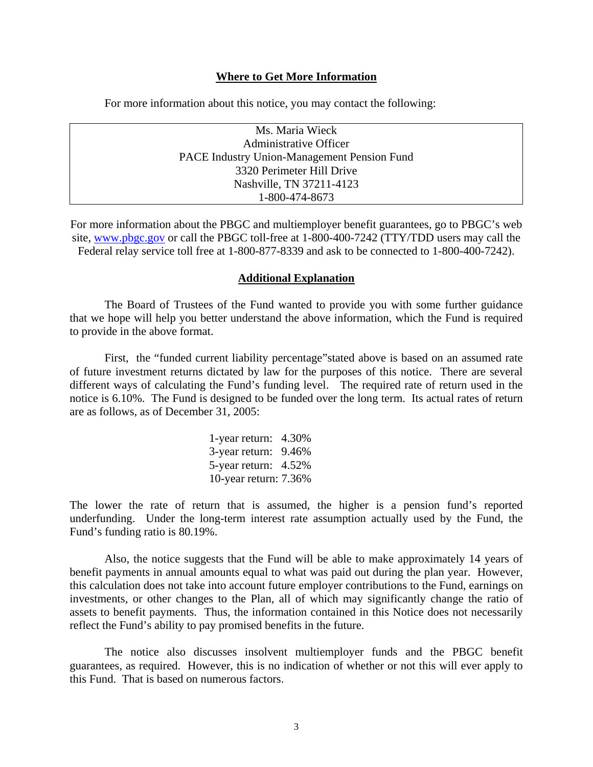## Where to Get More Information

For more information about this notice, you may contact the following:

| Ms. Maria Wieck<br>Administrative Officer<br>PACE Industry Union-Management Pension Fund<br>3320 Perimeter Hill Drive<br>Nashville, TN 37211-4123<br>1-800-474-8673 |
|---|

For more information about the PBGC and multiemployer benefit guarantees, go to PBGC's web site, www.pbgc.gov or call the PBGC toll-free at 1-800-400-7242 (TTY/TDD users may call the Federal relay service toll free at 1-800-877-8339 and ask to be connected to 1-800-400-7242).

## Additional Explanation

The Board of Trustees of the Fund wanted to provide you with some further guidance that we hope will help you better understand the above information, which the Fund is required to provide in the above format.

First, the "funded current liability percentage"stated above is based on an assumed rate of future investment returns dictated by law for the purposes of this notice. There are several different ways of calculating the Fund's funding level. The required rate of return used in the notice is 6.10%. The Fund is designed to be funded over the long term. Its actual rates of return are as follows, as of December 31, 2005:

1-year return: 4.30%
3-year return: 9.46%
5-year return: 4.52%
10-year return: 7.36%

The lower the rate of return that is assumed, the higher is a pension fund's reported underfunding. Under the long-term interest rate assumption actually used by the Fund, the Fund's funding ratio is 80.19%.

Also, the notice suggests that the Fund will be able to make approximately 14 years of benefit payments in annual amounts equal to what was paid out during the plan year. However, this calculation does not take into account future employer contributions to the Fund, earnings on investments, or other changes to the Plan, all of which may significantly change the ratio of assets to benefit payments. Thus, the information contained in this Notice does not necessarily reflect the Fund's ability to pay promised benefits in the future.

The notice also discusses insolvent multiemployer funds and the PBGC benefit guarantees, as required. However, this is no indication of whether or not this will ever apply to this Fund. That is based on numerous factors.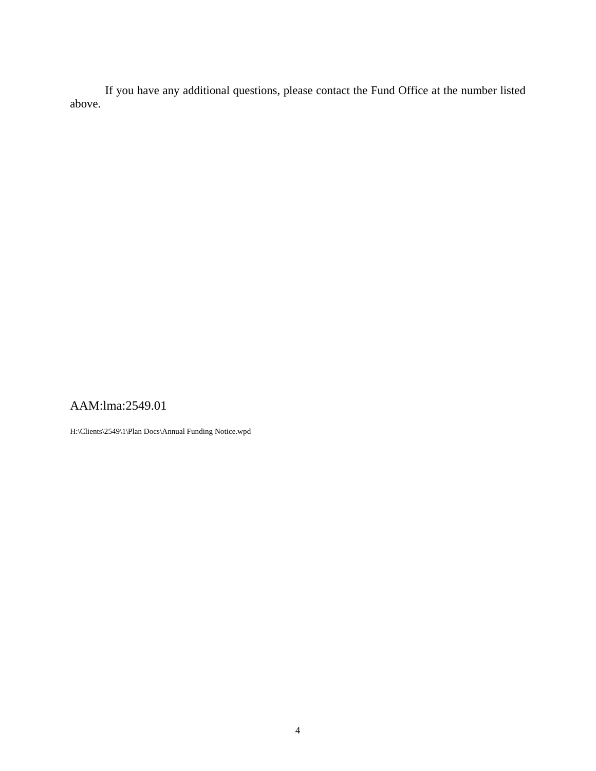If you have any additional questions, please contact the Fund Office at the number listed above.

AAM:lma:2549.01

H:\Clients\2549\1\Plan Docs\Annual Funding Notice.wpd